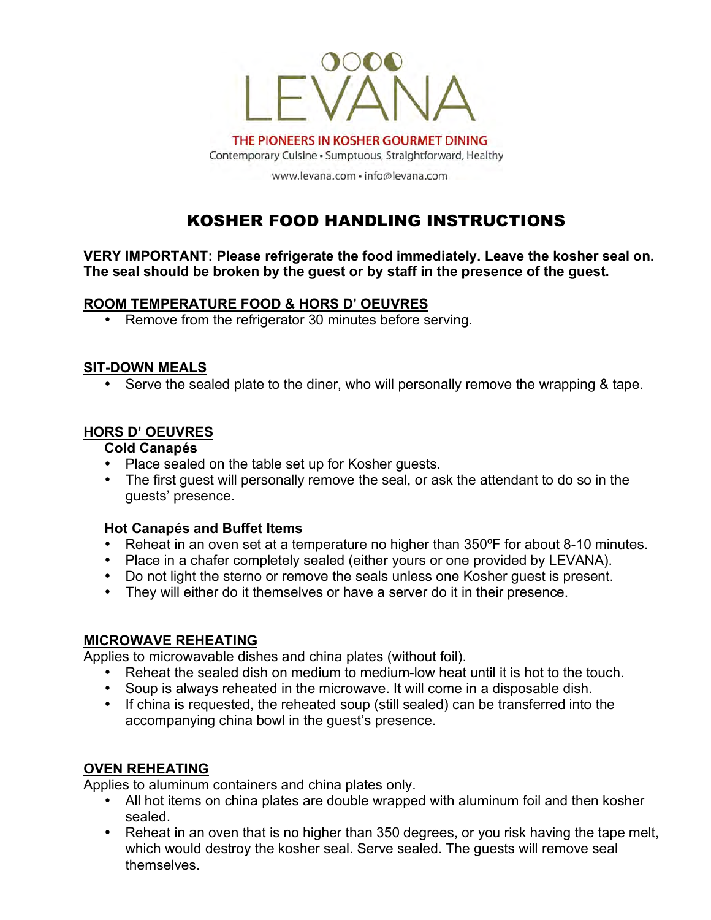LEVANA

THE PIONEERS IN KOSHER GOURMET DINING

Contemporary Cuisine • Sumptuous, Straightforward, Healthy

www.levana.com • info@levana.com

# KOSHER FOOD HANDLING INSTRUCTIONS

**VERY IMPORTANT: Please refrigerate the food immediately. Leave the kosher seal on. The seal should be broken by the guest or by staff in the presence of the guest.**

## ROOM TEMPERATURE FOOD & HORS D' OEUVRES

- Remove from the refrigerator 30 minutes before serving.

## SIT-DOWN MEALS

- Serve the sealed plate to the diner, who will personally remove the wrapping & tape.

## HORS D' OEUVRES

### Cold Canapés

- Place sealed on the table set up for Kosher guests.
- The first guest will personally remove the seal, or ask the attendant to do so in the guests' presence.

### Hot Canapés and Buffet Items

- Reheat in an oven set at a temperature no higher than 350ºF for about 8-10 minutes.
- Place in a chafer completely sealed (either yours or one provided by LEVANA).
- Do not light the sterno or remove the seals unless one Kosher guest is present.
- They will either do it themselves or have a server do it in their presence.

## MICROWAVE REHEATING

Applies to microwavable dishes and china plates (without foil).

- Reheat the sealed dish on medium to medium-low heat until it is hot to the touch.
- Soup is always reheated in the microwave. It will come in a disposable dish.
- If china is requested, the reheated soup (still sealed) can be transferred into the accompanying china bowl in the guest's presence.

## OVEN REHEATING

Applies to aluminum containers and china plates only.

- All hot items on china plates are double wrapped with aluminum foil and then kosher sealed.
- Reheat in an oven that is no higher than 350 degrees, or you risk having the tape melt, which would destroy the kosher seal. Serve sealed. The guests will remove seal themselves.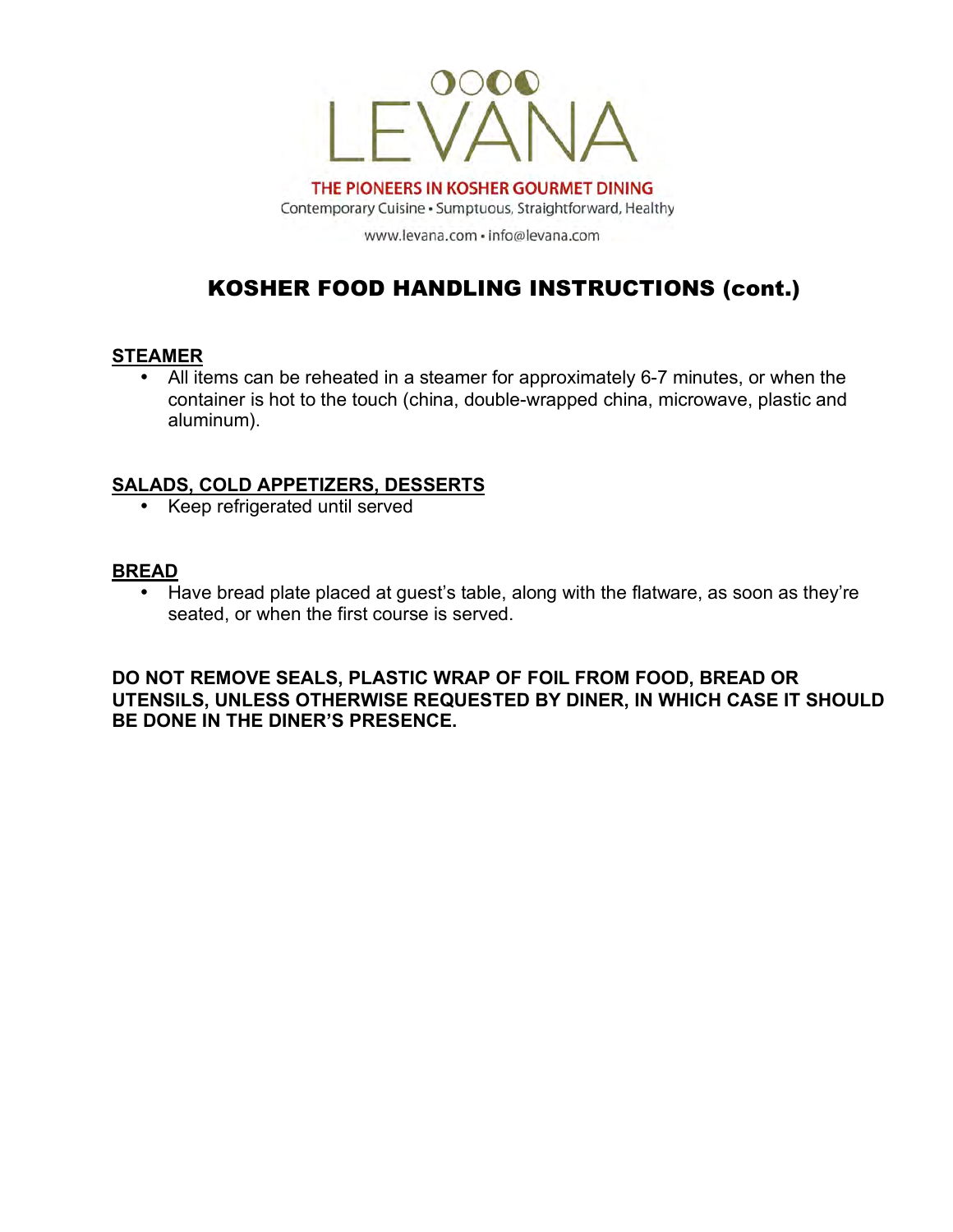LEVANA

THE PIONEERS IN KOSHER GOURMET DINING

Contemporary Cuisine • Sumptuous, Straightforward, Healthy

www.levana.com • info@levana.com

# KOSHER FOOD HANDLING INSTRUCTIONS (cont.)

## STEAMER

- All items can be reheated in a steamer for approximately 6-7 minutes, or when the container is hot to the touch (china, double-wrapped china, microwave, plastic and aluminum).

## SALADS, COLD APPETIZERS, DESSERTS

- Keep refrigerated until served

## BREAD

- Have bread plate placed at guest's table, along with the flatware, as soon as they're seated, or when the first course is served.

**DO NOT REMOVE SEALS, PLASTIC WRAP OF FOIL FROM FOOD, BREAD OR UTENSILS, UNLESS OTHERWISE REQUESTED BY DINER, IN WHICH CASE IT SHOULD BE DONE IN THE DINER'S PRESENCE.**